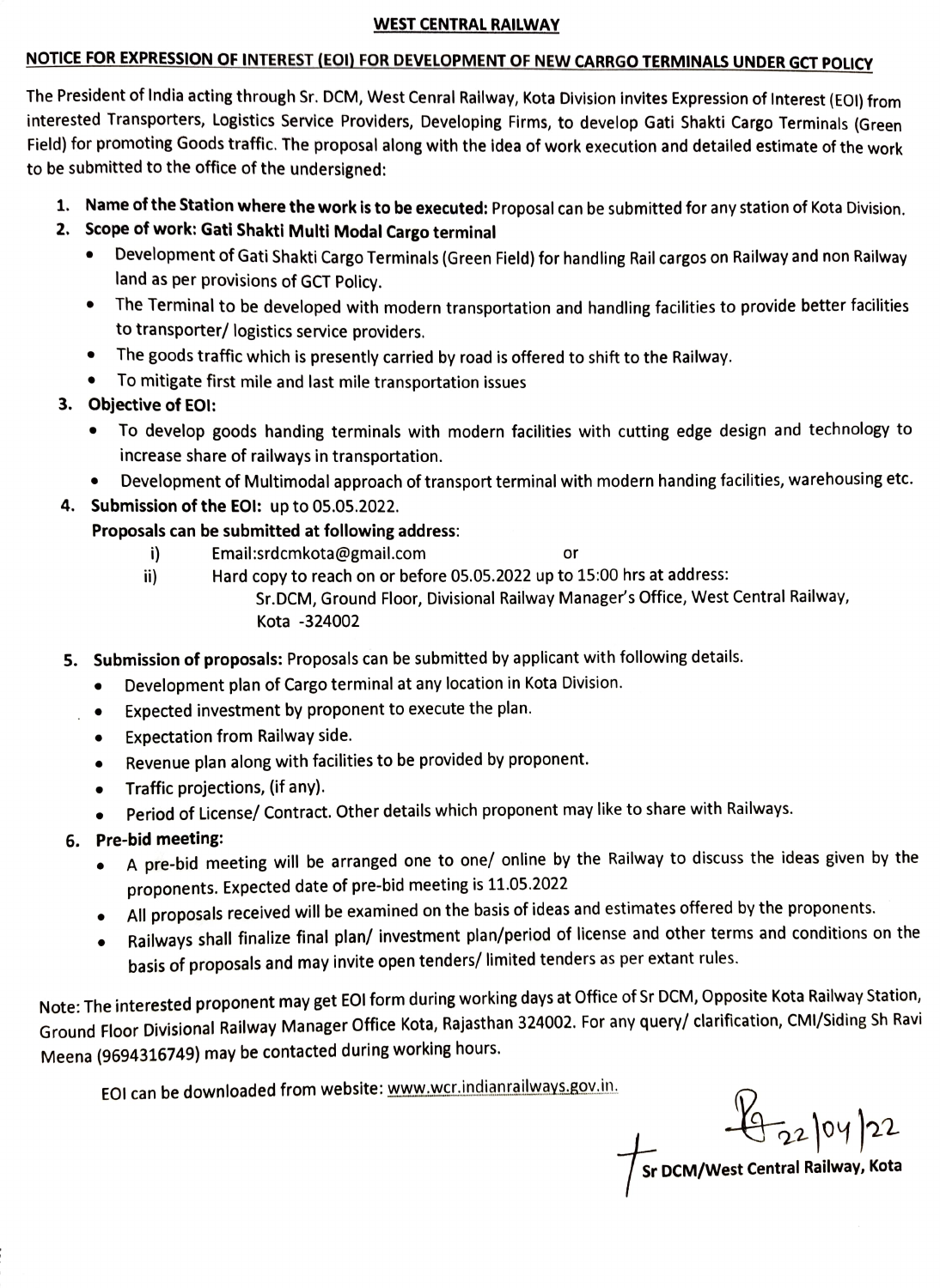# WEST CENTRAL RAILWAY

## NOTICE FOR EXPRESSION OF INTEREST (EOI) FOR DEVELOPMENT OF NEW CARRGO TERMINALS UNDER GCT POLICY

The President of India acting through Sr. DCM, West Cenral Railway, Kota Division invites Expression of Interest (EOI) from interested Transporters, Logistics Service Providers, Developing Firms, to develop Gati Shakti Cargo Terminals (Green Field) for promoting Goods traffic. The proposal along with the idea of work execution and detailed estimate of the work to be submitted to the office of the undersigned:

1. **Name of the Station where the work is to be executed:** Proposal can be submitted for any station of Kota Division.
2. **Scope of work: Gati Shakti Multi Modal Cargo terminal**
   - Development of Gati Shakti Cargo Terminals (Green Field) for handling Rail cargos on Railway and non Railway land as per provisions of GCT Policy.
   - The Terminal to be developed with modern transportation and handling facilities to provide better facilities to transporter/ logistics service providers.
   - The goods traffic which is presently carried by road is offered to shift to the Railway.
   - To mitigate first mile and last mile transportation issues
3. **Objective of EOI:**
   - To develop goods handing terminals with modern facilities with cutting edge design and technology to increase share of railways in transportation.
   - Development of Multimodal approach of transport terminal with modern handing facilities, warehousing etc.
4. **Submission of the EOI:** up to 05.05.2022.

   **Proposals can be submitted at following address:**

   i) Email:srdcmkota@gmail.com or

   ii) Hard copy to reach on or before 05.05.2022 up to 15:00 hrs at address:
   Sr.DCM, Ground Floor, Divisional Railway Manager's Office, West Central Railway, Kota -324002
5. **Submission of proposals:** Proposals can be submitted by applicant with following details.
   - Development plan of Cargo terminal at any location in Kota Division.
   - Expected investment by proponent to execute the plan.
   - Expectation from Railway side.
   - Revenue plan along with facilities to be provided by proponent.
   - Traffic projections, (if any).
   - Period of License/ Contract. Other details which proponent may like to share with Railways.
6. **Pre-bid meeting:**
   - A pre-bid meeting will be arranged one to one/ online by the Railway to discuss the ideas given by the proponents. Expected date of pre-bid meeting is 11.05.2022
   - All proposals received will be examined on the basis of ideas and estimates offered by the proponents.
   - Railways shall finalize final plan/ investment plan/period of license and other terms and conditions on the basis of proposals and may invite open tenders/ limited tenders as per extant rules.

Note: The interested proponent may get EOI form during working days at Office of Sr DCM, Opposite Kota Railway Station, Ground Floor Divisional Railway Manager Office Kota, Rajasthan 324002. For any query/ clarification, CMI/Siding Sh Ravi Meena (9694316749) may be contacted during working hours.

EOI can be downloaded from website: www.wcr.indianrailways.gov.in.

22/04/22

**Sr DCM/West Central Railway, Kota**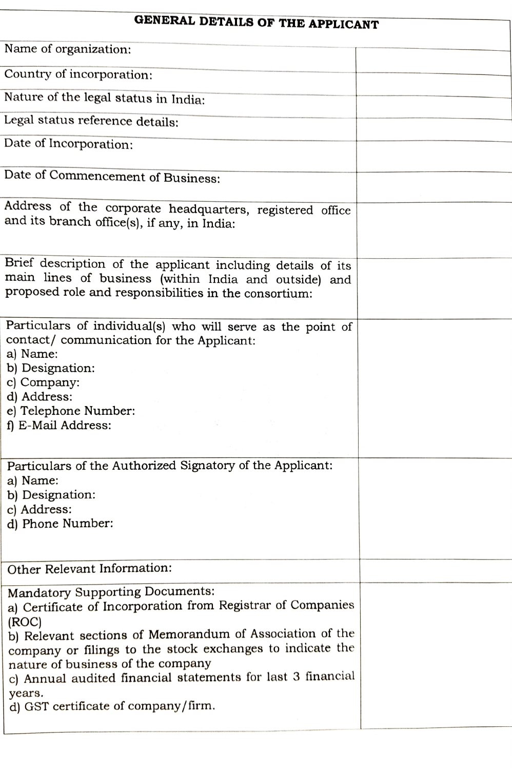| GENERAL DETAILS OF THE APPLICANT | |
| --- | --- |
| Name of organization: | |
| Country of incorporation: | |
| Nature of the legal status in India: | |
| Legal status reference details: | |
| Date of Incorporation: | |
| Date of Commencement of Business: | |
| Address of the corporate headquarters, registered office and its branch office(s), if any, in India: | |
| Brief description of the applicant including details of its main lines of business (within India and outside) and proposed role and responsibilities in the consortium: | |
| Particulars of individual(s) who will serve as the point of contact/ communication for the Applicant:<br>a) Name:<br>b) Designation:<br>c) Company:<br>d) Address:<br>e) Telephone Number:<br>f) E-Mail Address: | |
| Particulars of the Authorized Signatory of the Applicant:<br>a) Name:<br>b) Designation:<br>c) Address:<br>d) Phone Number: | |
| Other Relevant Information: | |
| Mandatory Supporting Documents:<br>a) Certificate of Incorporation from Registrar of Companies (ROC)<br>b) Relevant sections of Memorandum of Association of the company or filings to the stock exchanges to indicate the nature of business of the company<br>c) Annual audited financial statements for last 3 financial years.<br>d) GST certificate of company/firm. | |